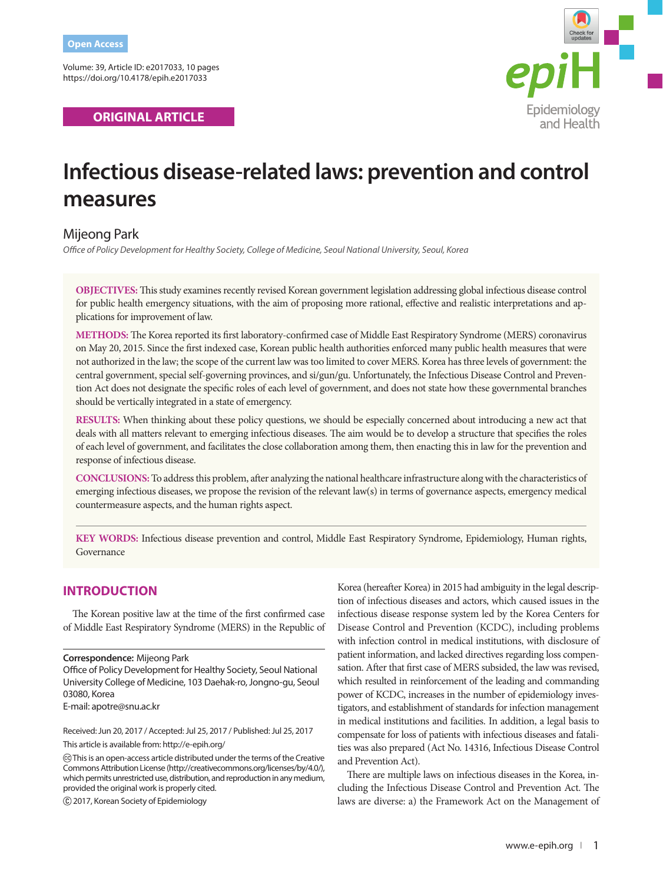Open Access

ORIGINAL ARTICLE

# Infectious disease-related laws: prevention and control measures

Mijeong Park

*Office of Policy Development for Healthy Society, College of Medicine, Seoul National University, Seoul, Korea*

**OBJECTIVES:** This study examines recently revised Korean government legislation addressing global infectious disease control for public health emergency situations, with the aim of proposing more rational, effective and realistic interpretations and applications for improvement of law.

**METHODS:** The Korea reported its first laboratory-confirmed case of Middle East Respiratory Syndrome (MERS) coronavirus on May 20, 2015. Since the first indexed case, Korean public health authorities enforced many public health measures that were not authorized in the law; the scope of the current law was too limited to cover MERS. Korea has three levels of government: the central government, special self-governing provinces, and si/gun/gu. Unfortunately, the Infectious Disease Control and Prevention Act does not designate the specific roles of each level of government, and does not state how these governmental branches should be vertically integrated in a state of emergency.

**RESULTS:** When thinking about these policy questions, we should be especially concerned about introducing a new act that deals with all matters relevant to emerging infectious diseases. The aim would be to develop a structure that specifies the roles of each level of government, and facilitates the close collaboration among them, then enacting this in law for the prevention and response of infectious disease.

**CONCLUSIONS:** To address this problem, after analyzing the national healthcare infrastructure along with the characteristics of emerging infectious diseases, we propose the revision of the relevant law(s) in terms of governance aspects, emergency medical countermeasure aspects, and the human rights aspect.

**KEY WORDS:** Infectious disease prevention and control, Middle East Respiratory Syndrome, Epidemiology, Human rights, Governance

## INTRODUCTION

The Korean positive law at the time of the first confirmed case of Middle East Respiratory Syndrome (MERS) in the Republic of Korea (hereafter Korea) in 2015 had ambiguity in the legal description of infectious diseases and actors, which caused issues in the infectious disease response system led by the Korea Centers for Disease Control and Prevention (KCDC), including problems with infection control in medical institutions, with disclosure of patient information, and lacked directives regarding loss compensation. After that first case of MERS subsided, the law was revised, which resulted in reinforcement of the leading and commanding power of KCDC, increases in the number of epidemiology investigators, and establishment of standards for infection management in medical institutions and facilities. In addition, a legal basis to compensate for loss of patients with infectious diseases and fatalities was also prepared (Act No. 14316, Infectious Disease Control and Prevention Act).

There are multiple laws on infectious diseases in the Korea, including the Infectious Disease Control and Prevention Act. The laws are diverse: a) the Framework Act on the Management of

**Correspondence:** Mijeong Park
Office of Policy Development for Healthy Society, Seoul National University College of Medicine, 103 Daehak-ro, Jongno-gu, Seoul 03080, Korea
E-mail: apotre@snu.ac.kr

Received: Jun 20, 2017 / Accepted: Jul 25, 2017 / Published: Jul 25, 2017

This article is available from: http://e-epih.org/

This is an open-access article distributed under the terms of the Creative Commons Attribution License (http://creativecommons.org/licenses/by/4.0/), which permits unrestricted use, distribution, and reproduction in any medium, provided the original work is properly cited.

© 2017, Korean Society of Epidemiology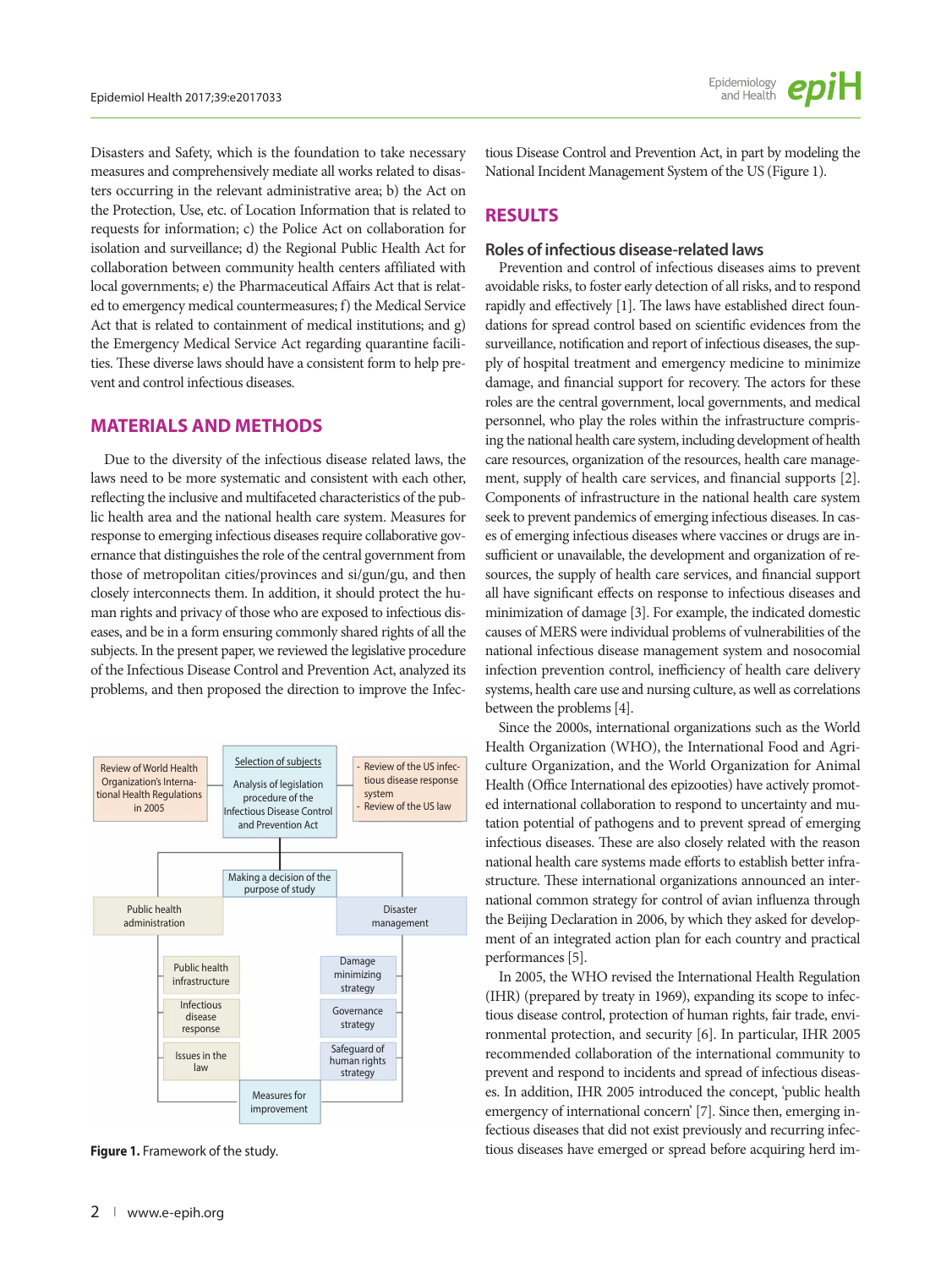Disasters and Safety, which is the foundation to take necessary measures and comprehensively mediate all works related to disasters occurring in the relevant administrative area; b) the Act on the Protection, Use, etc. of Location Information that is related to requests for information; c) the Police Act on collaboration for isolation and surveillance; d) the Regional Public Health Act for collaboration between community health centers affiliated with local governments; e) the Pharmaceutical Affairs Act that is related to emergency medical countermeasures; f) the Medical Service Act that is related to containment of medical institutions; and g) the Emergency Medical Service Act regarding quarantine facilities. These diverse laws should have a consistent form to help prevent and control infectious diseases.

## MATERIALS AND METHODS

Due to the diversity of the infectious disease related laws, the laws need to be more systematic and consistent with each other, reflecting the inclusive and multifaceted characteristics of the public health area and the national health care system. Measures for response to emerging infectious diseases require collaborative governance that distinguishes the role of the central government from those of metropolitan cities/provinces and si/gun/gu, and then closely interconnects them. In addition, it should protect the human rights and privacy of those who are exposed to infectious diseases, and be in a form ensuring commonly shared rights of all the subjects. In the present paper, we reviewed the legislative procedure of the Infectious Disease Control and Prevention Act, analyzed its problems, and then proposed the direction to improve the Infectious Disease Control and Prevention Act, in part by modeling the National Incident Management System of the US (Figure 1).

Review of World Health Organization's International Health Regulations in 2005

Selection of subjects

Analysis of legislation procedure of the Infectious Disease Control and Prevention Act

- Review of the US infectious disease response system
- Review of the US law

Making a decision of the purpose of study

Public health administration

Disaster management

Public health infrastructure

Infectious disease response

Issues in the law

Damage minimizing strategy

Governance strategy

Safeguard of human rights strategy

Measures for improvement

**Figure 1.** Framework of the study.

## RESULTS

### Roles of infectious disease-related laws

Prevention and control of infectious diseases aims to prevent avoidable risks, to foster early detection of all risks, and to respond rapidly and effectively [1]. The laws have established direct foundations for spread control based on scientific evidences from the surveillance, notification and report of infectious diseases, the supply of hospital treatment and emergency medicine to minimize damage, and financial support for recovery. The actors for these roles are the central government, local governments, and medical personnel, who play the roles within the infrastructure comprising the national health care system, including development of health care resources, organization of the resources, health care management, supply of health care services, and financial supports [2]. Components of infrastructure in the national health care system seek to prevent pandemics of emerging infectious diseases. In cases of emerging infectious diseases where vaccines or drugs are insufficient or unavailable, the development and organization of resources, the supply of health care services, and financial support all have significant effects on response to infectious diseases and minimization of damage [3]. For example, the indicated domestic causes of MERS were individual problems of vulnerabilities of the national infectious disease management system and nosocomial infection prevention control, inefficiency of health care delivery systems, health care use and nursing culture, as well as correlations between the problems [4].

Since the 2000s, international organizations such as the World Health Organization (WHO), the International Food and Agriculture Organization, and the World Organization for Animal Health (Office International des epizooties) have actively promoted international collaboration to respond to uncertainty and mutation potential of pathogens and to prevent spread of emerging infectious diseases. These are also closely related with the reason national health care systems made efforts to establish better infrastructure. These international organizations announced an international common strategy for control of avian influenza through the Beijing Declaration in 2006, by which they asked for development of an integrated action plan for each country and practical performances [5].

In 2005, the WHO revised the International Health Regulation (IHR) (prepared by treaty in 1969), expanding its scope to infectious disease control, protection of human rights, fair trade, environmental protection, and security [6]. In particular, IHR 2005 recommended collaboration of the international community to prevent and respond to incidents and spread of infectious diseases. In addition, IHR 2005 introduced the concept, 'public health emergency of international concern' [7]. Since then, emerging infectious diseases that did not exist previously and recurring infectious diseases have emerged or spread before acquiring herd im-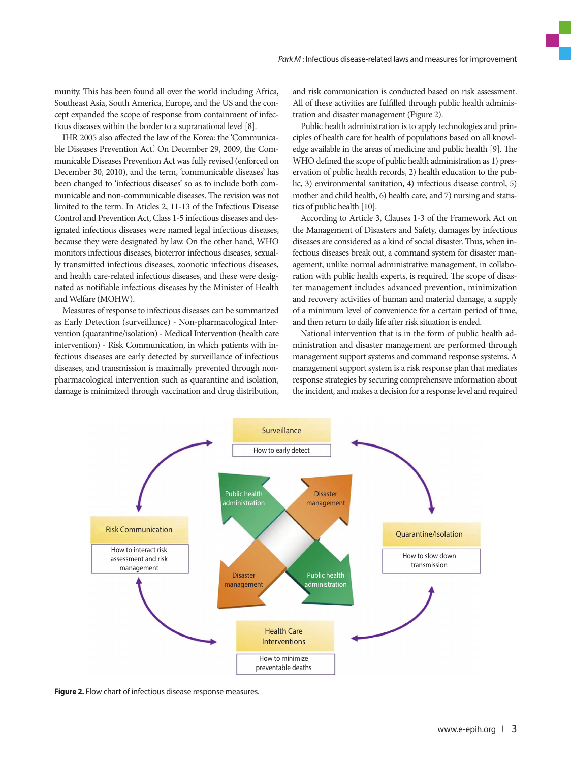munity. This has been found all over the world including Africa, Southeast Asia, South America, Europe, and the US and the concept expanded the scope of response from containment of infectious diseases within the border to a supranational level [8].

IHR 2005 also affected the law of the Korea: the 'Communicable Diseases Prevention Act.' On December 29, 2009, the Communicable Diseases Prevention Act was fully revised (enforced on December 30, 2010), and the term, 'communicable diseases' has been changed to 'infectious diseases' so as to include both communicable and non-communicable diseases. The revision was not limited to the term. In Aticles 2, 11-13 of the Infectious Disease Control and Prevention Act, Class 1-5 infectious diseases and designated infectious diseases were named legal infectious diseases, because they were designated by law. On the other hand, WHO monitors infectious diseases, bioterror infectious diseases, sexually transmitted infectious diseases, zoonotic infectious diseases, and health care-related infectious diseases, and these were designated as notifiable infectious diseases by the Minister of Health and Welfare (MOHW).

Measures of response to infectious diseases can be summarized as Early Detection (surveillance) - Non-pharmacological Intervention (quarantine/isolation) - Medical Intervention (health care intervention) - Risk Communication, in which patients with infectious diseases are early detected by surveillance of infectious diseases, and transmission is maximally prevented through non-pharmacological intervention such as quarantine and isolation, damage is minimized through vaccination and drug distribution, and risk communication is conducted based on risk assessment. All of these activities are fulfilled through public health administration and disaster management (Figure 2).

Public health administration is to apply technologies and principles of health care for health of populations based on all knowledge available in the areas of medicine and public health [9]. The WHO defined the scope of public health administration as 1) preservation of public health records, 2) health education to the public, 3) environmental sanitation, 4) infectious disease control, 5) mother and child health, 6) health care, and 7) nursing and statistics of public health [10].

According to Article 3, Clauses 1-3 of the Framework Act on the Management of Disasters and Safety, damages by infectious diseases are considered as a kind of social disaster. Thus, when infectious diseases break out, a command system for disaster management, unlike normal administrative management, in collaboration with public health experts, is required. The scope of disaster management includes advanced prevention, minimization and recovery activities of human and material damage, a supply of a minimum level of convenience for a certain period of time, and then return to daily life after risk situation is ended.

National intervention that is in the form of public health administration and disaster management are performed through management support systems and command response systems. A management support system is a risk response plan that mediates response strategies by securing comprehensive information about the incident, and makes a decision for a response level and required

**Figure 2.** Flow chart of infectious disease response measures.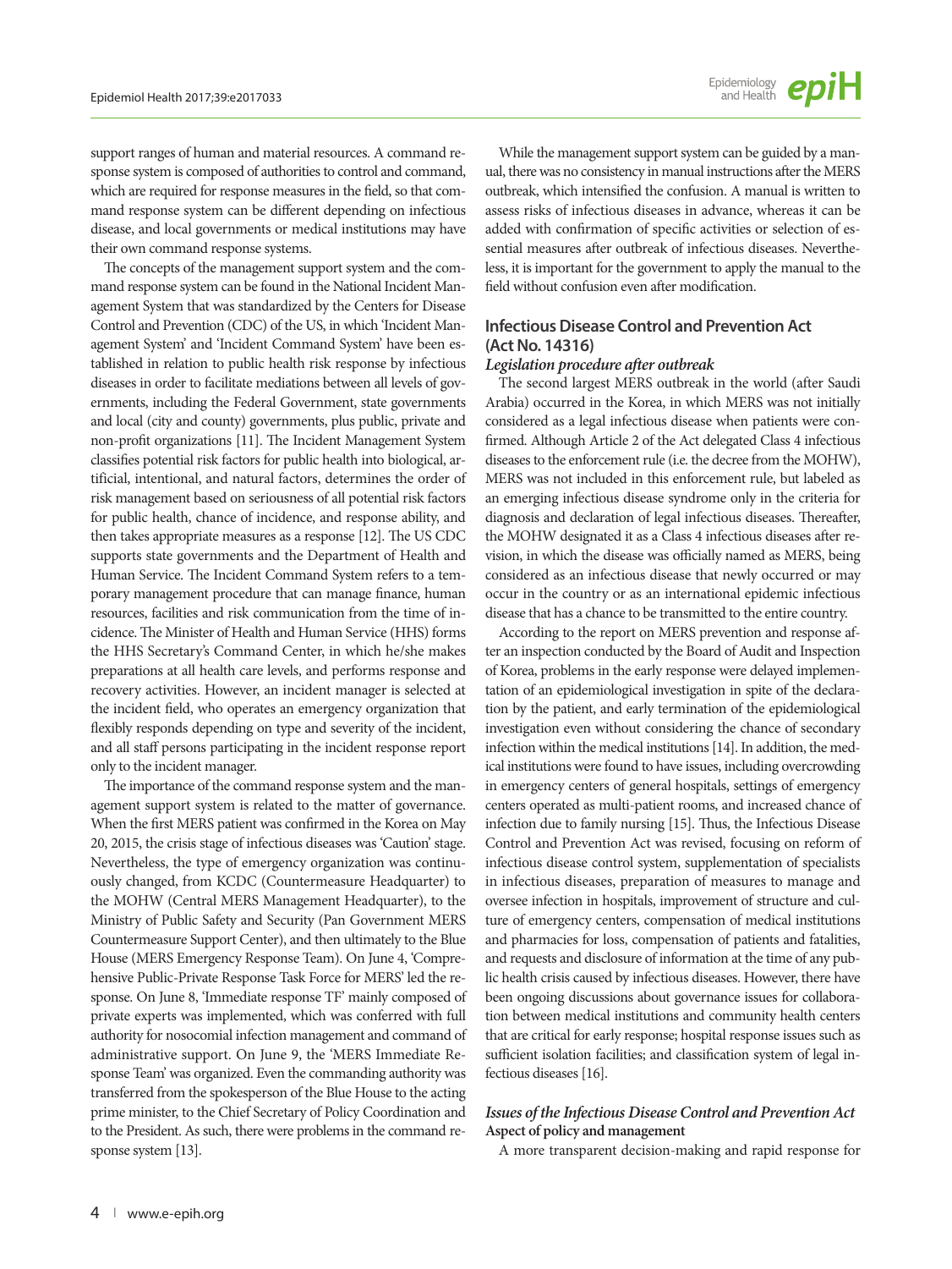support ranges of human and material resources. A command response system is composed of authorities to control and command, which are required for response measures in the field, so that command response system can be different depending on infectious disease, and local governments or medical institutions may have their own command response systems.

The concepts of the management support system and the command response system can be found in the National Incident Management System that was standardized by the Centers for Disease Control and Prevention (CDC) of the US, in which 'Incident Management System' and 'Incident Command System' have been established in relation to public health risk response by infectious diseases in order to facilitate mediations between all levels of governments, including the Federal Government, state governments and local (city and county) governments, plus public, private and non-profit organizations [11]. The Incident Management System classifies potential risk factors for public health into biological, artificial, intentional, and natural factors, determines the order of risk management based on seriousness of all potential risk factors for public health, chance of incidence, and response ability, and then takes appropriate measures as a response [12]. The US CDC supports state governments and the Department of Health and Human Service. The Incident Command System refers to a temporary management procedure that can manage finance, human resources, facilities and risk communication from the time of incidence. The Minister of Health and Human Service (HHS) forms the HHS Secretary's Command Center, in which he/she makes preparations at all health care levels, and performs response and recovery activities. However, an incident manager is selected at the incident field, who operates an emergency organization that flexibly responds depending on type and severity of the incident, and all staff persons participating in the incident response report only to the incident manager.

The importance of the command response system and the management support system is related to the matter of governance. When the first MERS patient was confirmed in the Korea on May 20, 2015, the crisis stage of infectious diseases was 'Caution' stage. Nevertheless, the type of emergency organization was continuously changed, from KCDC (Countermeasure Headquarter) to the MOHW (Central MERS Management Headquarter), to the Ministry of Public Safety and Security (Pan Government MERS Countermeasure Support Center), and then ultimately to the Blue House (MERS Emergency Response Team). On June 4, 'Comprehensive Public-Private Response Task Force for MERS' led the response. On June 8, 'Immediate response TF' mainly composed of private experts was implemented, which was conferred with full authority for nosocomial infection management and command of administrative support. On June 9, the 'MERS Immediate Response Team' was organized. Even the commanding authority was transferred from the spokesperson of the Blue House to the acting prime minister, to the Chief Secretary of Policy Coordination and to the President. As such, there were problems in the command response system [13].

While the management support system can be guided by a manual, there was no consistency in manual instructions after the MERS outbreak, which intensified the confusion. A manual is written to assess risks of infectious diseases in advance, whereas it can be added with confirmation of specific activities or selection of essential measures after outbreak of infectious diseases. Nevertheless, it is important for the government to apply the manual to the field without confusion even after modification.

## Infectious Disease Control and Prevention Act (Act No. 14316)

### *Legislation procedure after outbreak*

The second largest MERS outbreak in the world (after Saudi Arabia) occurred in the Korea, in which MERS was not initially considered as a legal infectious disease when patients were confirmed. Although Article 2 of the Act delegated Class 4 infectious diseases to the enforcement rule (i.e. the decree from the MOHW), MERS was not included in this enforcement rule, but labeled as an emerging infectious disease syndrome only in the criteria for diagnosis and declaration of legal infectious diseases. Thereafter, the MOHW designated it as a Class 4 infectious diseases after revision, in which the disease was officially named as MERS, being considered as an infectious disease that newly occurred or may occur in the country or as an international epidemic infectious disease that has a chance to be transmitted to the entire country.

According to the report on MERS prevention and response after an inspection conducted by the Board of Audit and Inspection of Korea, problems in the early response were delayed implementation of an epidemiological investigation in spite of the declaration by the patient, and early termination of the epidemiological investigation even without considering the chance of secondary infection within the medical institutions [14]. In addition, the medical institutions were found to have issues, including overcrowding in emergency centers of general hospitals, settings of emergency centers operated as multi-patient rooms, and increased chance of infection due to family nursing [15]. Thus, the Infectious Disease Control and Prevention Act was revised, focusing on reform of infectious disease control system, supplementation of specialists in infectious diseases, preparation of measures to manage and oversee infection in hospitals, improvement of structure and culture of emergency centers, compensation of medical institutions and pharmacies for loss, compensation of patients and fatalities, and requests and disclosure of information at the time of any public health crisis caused by infectious diseases. However, there have been ongoing discussions about governance issues for collaboration between medical institutions and community health centers that are critical for early response; hospital response issues such as sufficient isolation facilities; and classification system of legal infectious diseases [16].

### *Issues of the Infectious Disease Control and Prevention Act*

#### Aspect of policy and management

A more transparent decision-making and rapid response for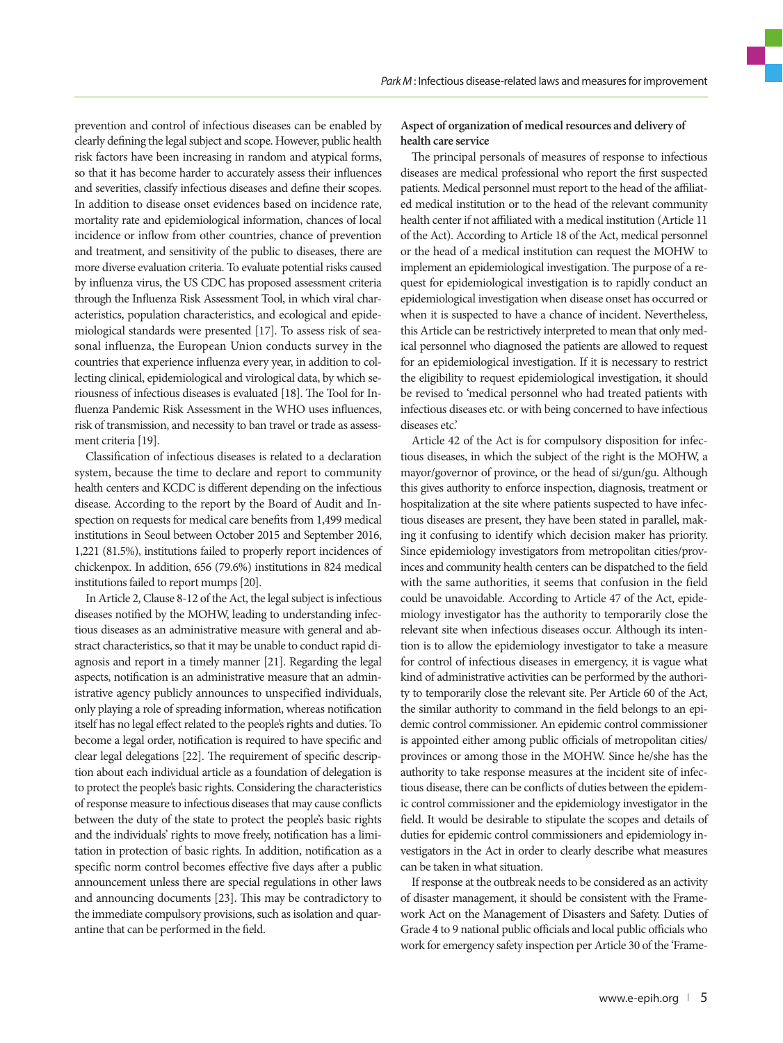prevention and control of infectious diseases can be enabled by clearly defining the legal subject and scope. However, public health risk factors have been increasing in random and atypical forms, so that it has become harder to accurately assess their influences and severities, classify infectious diseases and define their scopes. In addition to disease onset evidences based on incidence rate, mortality rate and epidemiological information, chances of local incidence or inflow from other countries, chance of prevention and treatment, and sensitivity of the public to diseases, there are more diverse evaluation criteria. To evaluate potential risks caused by influenza virus, the US CDC has proposed assessment criteria through the Influenza Risk Assessment Tool, in which viral characteristics, population characteristics, and ecological and epidemiological standards were presented [17]. To assess risk of seasonal influenza, the European Union conducts survey in the countries that experience influenza every year, in addition to collecting clinical, epidemiological and virological data, by which seriousness of infectious diseases is evaluated [18]. The Tool for Influenza Pandemic Risk Assessment in the WHO uses influences, risk of transmission, and necessity to ban travel or trade as assessment criteria [19].

Classification of infectious diseases is related to a declaration system, because the time to declare and report to community health centers and KCDC is different depending on the infectious disease. According to the report by the Board of Audit and Inspection on requests for medical care benefits from 1,499 medical institutions in Seoul between October 2015 and September 2016, 1,221 (81.5%), institutions failed to properly report incidences of chickenpox. In addition, 656 (79.6%) institutions in 824 medical institutions failed to report mumps [20].

In Article 2, Clause 8-12 of the Act, the legal subject is infectious diseases notified by the MOHW, leading to understanding infectious diseases as an administrative measure with general and abstract characteristics, so that it may be unable to conduct rapid diagnosis and report in a timely manner [21]. Regarding the legal aspects, notification is an administrative measure that an administrative agency publicly announces to unspecified individuals, only playing a role of spreading information, whereas notification itself has no legal effect related to the people's rights and duties. To become a legal order, notification is required to have specific and clear legal delegations [22]. The requirement of specific description about each individual article as a foundation of delegation is to protect the people's basic rights. Considering the characteristics of response measure to infectious diseases that may cause conflicts between the duty of the state to protect the people's basic rights and the individuals' rights to move freely, notification has a limitation in protection of basic rights. In addition, notification as a specific norm control becomes effective five days after a public announcement unless there are special regulations in other laws and announcing documents [23]. This may be contradictory to the immediate compulsory provisions, such as isolation and quarantine that can be performed in the field.

**Aspect of organization of medical resources and delivery of health care service**

The principal personals of measures of response to infectious diseases are medical professional who report the first suspected patients. Medical personnel must report to the head of the affiliated medical institution or to the head of the relevant community health center if not affiliated with a medical institution (Article 11 of the Act). According to Article 18 of the Act, medical personnel or the head of a medical institution can request the MOHW to implement an epidemiological investigation. The purpose of a request for epidemiological investigation is to rapidly conduct an epidemiological investigation when disease onset has occurred or when it is suspected to have a chance of incident. Nevertheless, this Article can be restrictively interpreted to mean that only medical personnel who diagnosed the patients are allowed to request for an epidemiological investigation. If it is necessary to restrict the eligibility to request epidemiological investigation, it should be revised to 'medical personnel who had treated patients with infectious diseases etc. or with being concerned to have infectious diseases etc.'

Article 42 of the Act is for compulsory disposition for infectious diseases, in which the subject of the right is the MOHW, a mayor/governor of province, or the head of si/gun/gu. Although this gives authority to enforce inspection, diagnosis, treatment or hospitalization at the site where patients suspected to have infectious diseases are present, they have been stated in parallel, making it confusing to identify which decision maker has priority. Since epidemiology investigators from metropolitan cities/provinces and community health centers can be dispatched to the field with the same authorities, it seems that confusion in the field could be unavoidable. According to Article 47 of the Act, epidemiology investigator has the authority to temporarily close the relevant site when infectious diseases occur. Although its intention is to allow the epidemiology investigator to take a measure for control of infectious diseases in emergency, it is vague what kind of administrative activities can be performed by the authority to temporarily close the relevant site. Per Article 60 of the Act, the similar authority to command in the field belongs to an epidemic control commissioner. An epidemic control commissioner is appointed either among public officials of metropolitan cities/provinces or among those in the MOHW. Since he/she has the authority to take response measures at the incident site of infectious disease, there can be conflicts of duties between the epidemic control commissioner and the epidemiology investigator in the field. It would be desirable to stipulate the scopes and details of duties for epidemic control commissioners and epidemiology investigators in the Act in order to clearly describe what measures can be taken in what situation.

If response at the outbreak needs to be considered as an activity of disaster management, it should be consistent with the Framework Act on the Management of Disasters and Safety. Duties of Grade 4 to 9 national public officials and local public officials who work for emergency safety inspection per Article 30 of the 'Frame-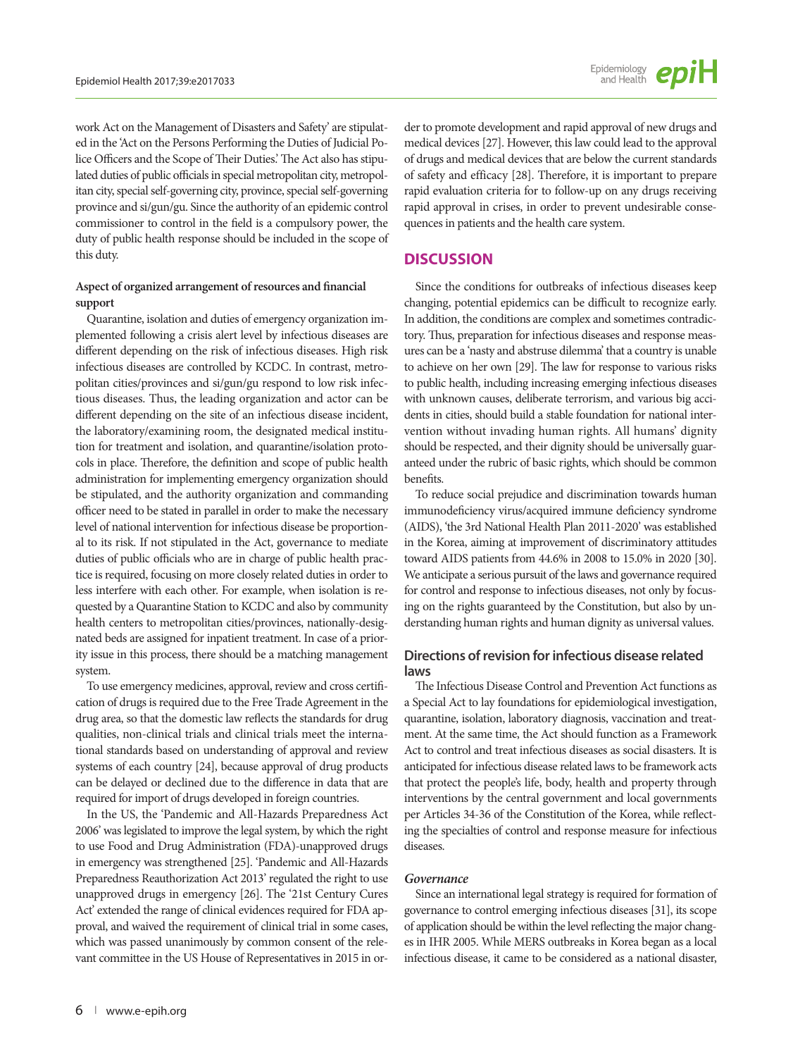work Act on the Management of Disasters and Safety' are stipulated in the 'Act on the Persons Performing the Duties of Judicial Police Officers and the Scope of Their Duties.' The Act also has stipulated duties of public officials in special metropolitan city, metropolitan city, special self-governing city, province, special self-governing province and si/gun/gu. Since the authority of an epidemic control commissioner to control in the field is a compulsory power, the duty of public health response should be included in the scope of this duty.

**Aspect of organized arrangement of resources and financial support**

Quarantine, isolation and duties of emergency organization implemented following a crisis alert level by infectious diseases are different depending on the risk of infectious diseases. High risk infectious diseases are controlled by KCDC. In contrast, metropolitan cities/provinces and si/gun/gu respond to low risk infectious diseases. Thus, the leading organization and actor can be different depending on the site of an infectious disease incident, the laboratory/examining room, the designated medical institution for treatment and isolation, and quarantine/isolation protocols in place. Therefore, the definition and scope of public health administration for implementing emergency organization should be stipulated, and the authority organization and commanding officer need to be stated in parallel in order to make the necessary level of national intervention for infectious disease be proportional to its risk. If not stipulated in the Act, governance to mediate duties of public officials who are in charge of public health practice is required, focusing on more closely related duties in order to less interfere with each other. For example, when isolation is requested by a Quarantine Station to KCDC and also by community health centers to metropolitan cities/provinces, nationally-designated beds are assigned for inpatient treatment. In case of a priority issue in this process, there should be a matching management system.

To use emergency medicines, approval, review and cross certification of drugs is required due to the Free Trade Agreement in the drug area, so that the domestic law reflects the standards for drug qualities, non-clinical trials and clinical trials meet the international standards based on understanding of approval and review systems of each country [24], because approval of drug products can be delayed or declined due to the difference in data that are required for import of drugs developed in foreign countries.

In the US, the 'Pandemic and All-Hazards Preparedness Act 2006' was legislated to improve the legal system, by which the right to use Food and Drug Administration (FDA)-unapproved drugs in emergency was strengthened [25]. 'Pandemic and All-Hazards Preparedness Reauthorization Act 2013' regulated the right to use unapproved drugs in emergency [26]. The '21st Century Cures Act' extended the range of clinical evidences required for FDA approval, and waived the requirement of clinical trial in some cases, which was passed unanimously by common consent of the relevant committee in the US House of Representatives in 2015 in order to promote development and rapid approval of new drugs and medical devices [27]. However, this law could lead to the approval of drugs and medical devices that are below the current standards of safety and efficacy [28]. Therefore, it is important to prepare rapid evaluation criteria for to follow-up on any drugs receiving rapid approval in crises, in order to prevent undesirable consequences in patients and the health care system.

## DISCUSSION

Since the conditions for outbreaks of infectious diseases keep changing, potential epidemics can be difficult to recognize early. In addition, the conditions are complex and sometimes contradictory. Thus, preparation for infectious diseases and response measures can be a 'nasty and abstruse dilemma' that a country is unable to achieve on her own [29]. The law for response to various risks to public health, including increasing emerging infectious diseases with unknown causes, deliberate terrorism, and various big accidents in cities, should build a stable foundation for national intervention without invading human rights. All humans' dignity should be respected, and their dignity should be universally guaranteed under the rubric of basic rights, which should be common benefits.

To reduce social prejudice and discrimination towards human immunodeficiency virus/acquired immune deficiency syndrome (AIDS), 'the 3rd National Health Plan 2011-2020' was established in the Korea, aiming at improvement of discriminatory attitudes toward AIDS patients from 44.6% in 2008 to 15.0% in 2020 [30]. We anticipate a serious pursuit of the laws and governance required for control and response to infectious diseases, not only by focusing on the rights guaranteed by the Constitution, but also by understanding human rights and human dignity as universal values.

### Directions of revision for infectious disease related laws

The Infectious Disease Control and Prevention Act functions as a Special Act to lay foundations for epidemiological investigation, quarantine, isolation, laboratory diagnosis, vaccination and treatment. At the same time, the Act should function as a Framework Act to control and treat infectious diseases as social disasters. It is anticipated for infectious disease related laws to be framework acts that protect the people's life, body, health and property through interventions by the central government and local governments per Articles 34-36 of the Constitution of the Korea, while reflecting the specialties of control and response measure for infectious diseases.

#### *Governance*

Since an international legal strategy is required for formation of governance to control emerging infectious diseases [31], its scope of application should be within the level reflecting the major changes in IHR 2005. While MERS outbreaks in Korea began as a local infectious disease, it came to be considered as a national disaster,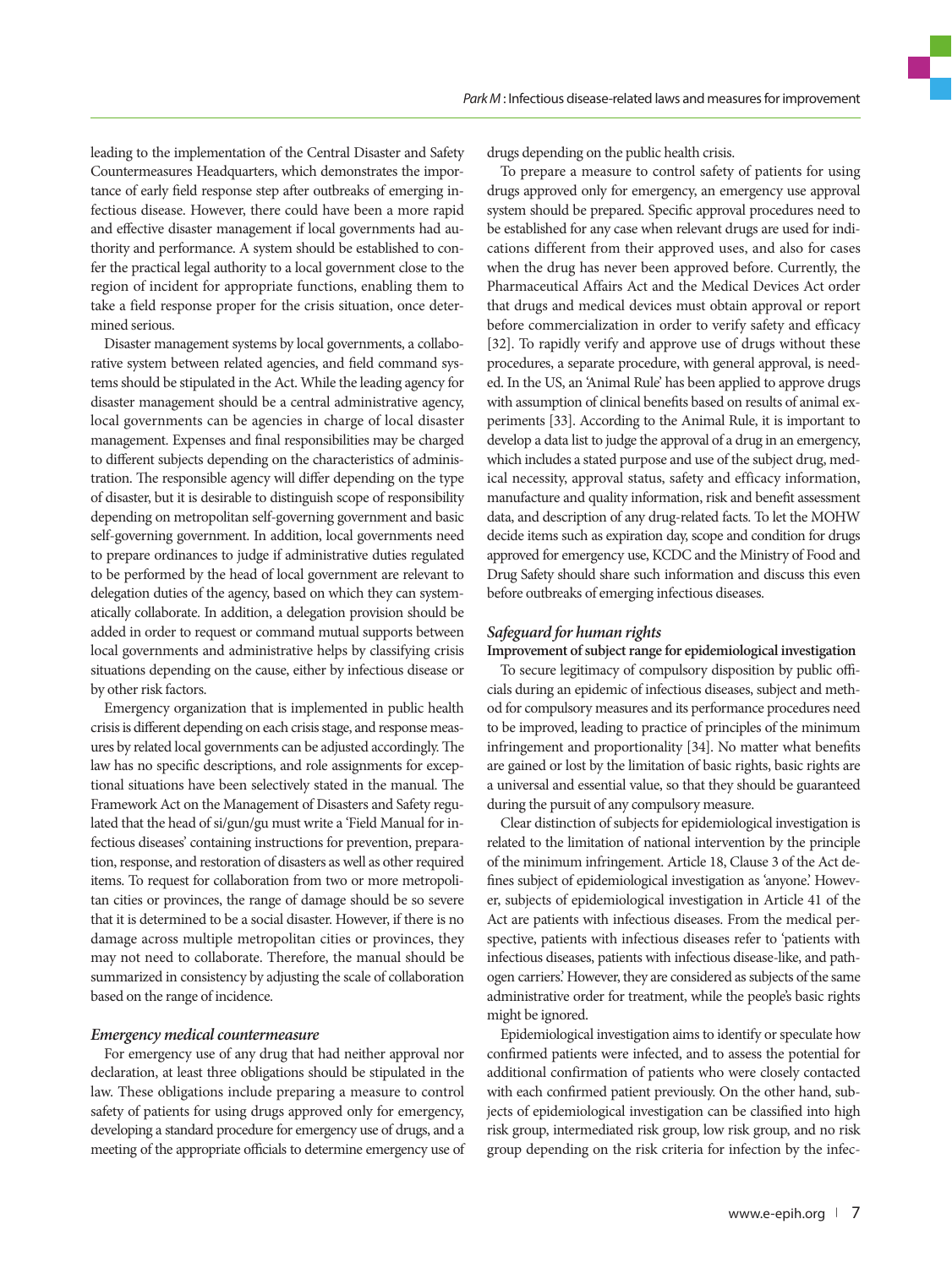leading to the implementation of the Central Disaster and Safety Countermeasures Headquarters, which demonstrates the importance of early field response step after outbreaks of emerging infectious disease. However, there could have been a more rapid and effective disaster management if local governments had authority and performance. A system should be established to confer the practical legal authority to a local government close to the region of incident for appropriate functions, enabling them to take a field response proper for the crisis situation, once determined serious.

Disaster management systems by local governments, a collaborative system between related agencies, and field command systems should be stipulated in the Act. While the leading agency for disaster management should be a central administrative agency, local governments can be agencies in charge of local disaster management. Expenses and final responsibilities may be charged to different subjects depending on the characteristics of administration. The responsible agency will differ depending on the type of disaster, but it is desirable to distinguish scope of responsibility depending on metropolitan self-governing government and basic self-governing government. In addition, local governments need to prepare ordinances to judge if administrative duties regulated to be performed by the head of local government are relevant to delegation duties of the agency, based on which they can systematically collaborate. In addition, a delegation provision should be added in order to request or command mutual supports between local governments and administrative helps by classifying crisis situations depending on the cause, either by infectious disease or by other risk factors.

Emergency organization that is implemented in public health crisis is different depending on each crisis stage, and response measures by related local governments can be adjusted accordingly. The law has no specific descriptions, and role assignments for exceptional situations have been selectively stated in the manual. The Framework Act on the Management of Disasters and Safety regulated that the head of si/gun/gu must write a 'Field Manual for infectious diseases' containing instructions for prevention, preparation, response, and restoration of disasters as well as other required items. To request for collaboration from two or more metropolitan cities or provinces, the range of damage should be so severe that it is determined to be a social disaster. However, if there is no damage across multiple metropolitan cities or provinces, they may not need to collaborate. Therefore, the manual should be summarized in consistency by adjusting the scale of collaboration based on the range of incidence.

### *Emergency medical countermeasure*

For emergency use of any drug that had neither approval nor declaration, at least three obligations should be stipulated in the law. These obligations include preparing a measure to control safety of patients for using drugs approved only for emergency, developing a standard procedure for emergency use of drugs, and a meeting of the appropriate officials to determine emergency use of drugs depending on the public health crisis.

To prepare a measure to control safety of patients for using drugs approved only for emergency, an emergency use approval system should be prepared. Specific approval procedures need to be established for any case when relevant drugs are used for indications different from their approved uses, and also for cases when the drug has never been approved before. Currently, the Pharmaceutical Affairs Act and the Medical Devices Act order that drugs and medical devices must obtain approval or report before commercialization in order to verify safety and efficacy [32]. To rapidly verify and approve use of drugs without these procedures, a separate procedure, with general approval, is needed. In the US, an 'Animal Rule' has been applied to approve drugs with assumption of clinical benefits based on results of animal experiments [33]. According to the Animal Rule, it is important to develop a data list to judge the approval of a drug in an emergency, which includes a stated purpose and use of the subject drug, medical necessity, approval status, safety and efficacy information, manufacture and quality information, risk and benefit assessment data, and description of any drug-related facts. To let the MOHW decide items such as expiration day, scope and condition for drugs approved for emergency use, KCDC and the Ministry of Food and Drug Safety should share such information and discuss this even before outbreaks of emerging infectious diseases.

### *Safeguard for human rights*

#### Improvement of subject range for epidemiological investigation

To secure legitimacy of compulsory disposition by public officials during an epidemic of infectious diseases, subject and method for compulsory measures and its performance procedures need to be improved, leading to practice of principles of the minimum infringement and proportionality [34]. No matter what benefits are gained or lost by the limitation of basic rights, basic rights are a universal and essential value, so that they should be guaranteed during the pursuit of any compulsory measure.

Clear distinction of subjects for epidemiological investigation is related to the limitation of national intervention by the principle of the minimum infringement. Article 18, Clause 3 of the Act defines subject of epidemiological investigation as 'anyone.' However, subjects of epidemiological investigation in Article 41 of the Act are patients with infectious diseases. From the medical perspective, patients with infectious diseases refer to 'patients with infectious diseases, patients with infectious disease-like, and pathogen carriers.' However, they are considered as subjects of the same administrative order for treatment, while the people's basic rights might be ignored.

Epidemiological investigation aims to identify or speculate how confirmed patients were infected, and to assess the potential for additional confirmation of patients who were closely contacted with each confirmed patient previously. On the other hand, subjects of epidemiological investigation can be classified into high risk group, intermediated risk group, low risk group, and no risk group depending on the risk criteria for infection by the infec-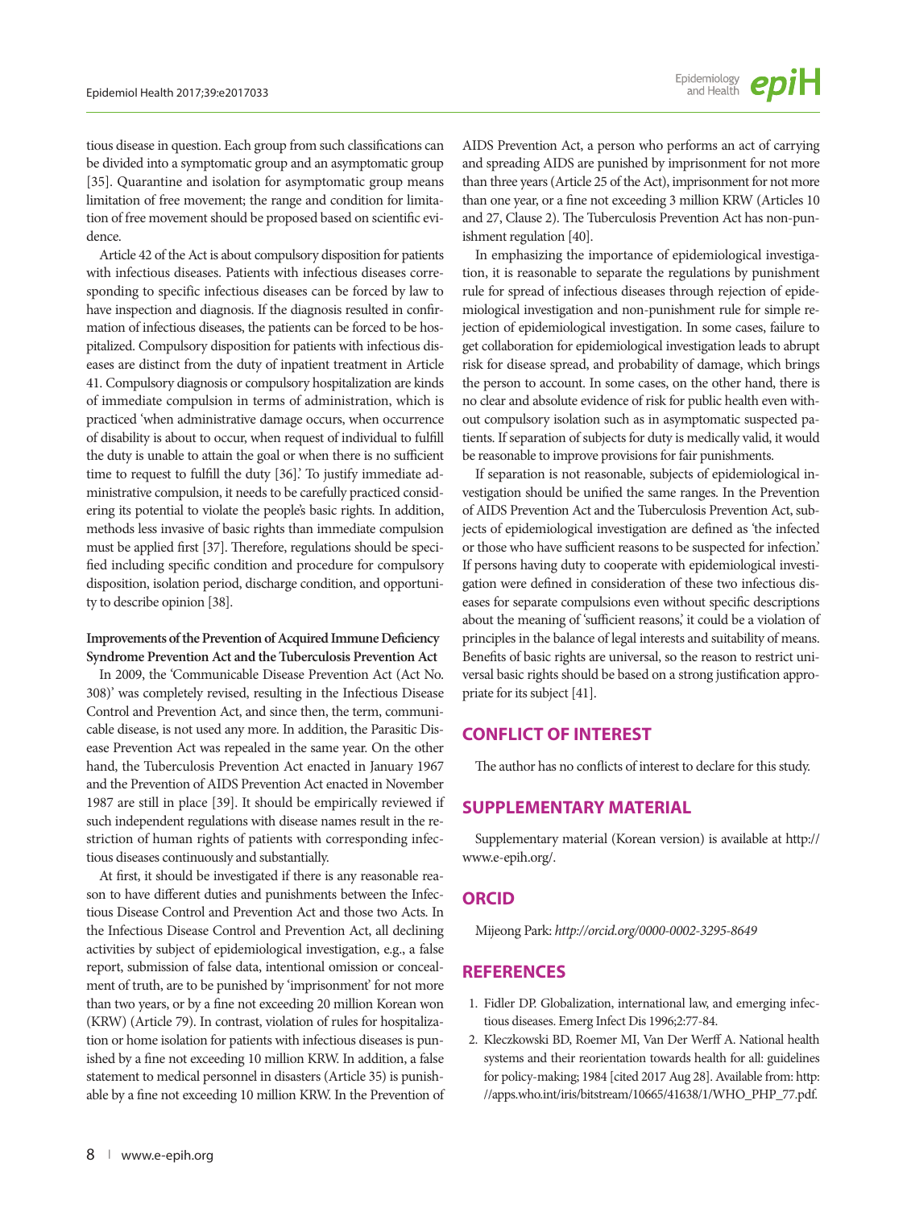tious disease in question. Each group from such classifications can be divided into a symptomatic group and an asymptomatic group [35]. Quarantine and isolation for asymptomatic group means limitation of free movement; the range and condition for limitation of free movement should be proposed based on scientific evidence.

Article 42 of the Act is about compulsory disposition for patients with infectious diseases. Patients with infectious diseases corresponding to specific infectious diseases can be forced by law to have inspection and diagnosis. If the diagnosis resulted in confirmation of infectious diseases, the patients can be forced to be hospitalized. Compulsory disposition for patients with infectious diseases are distinct from the duty of inpatient treatment in Article 41. Compulsory diagnosis or compulsory hospitalization are kinds of immediate compulsion in terms of administration, which is practiced 'when administrative damage occurs, when occurrence of disability is about to occur, when request of individual to fulfill the duty is unable to attain the goal or when there is no sufficient time to request to fulfill the duty [36].' To justify immediate administrative compulsion, it needs to be carefully practiced considering its potential to violate the people's basic rights. In addition, methods less invasive of basic rights than immediate compulsion must be applied first [37]. Therefore, regulations should be specified including specific condition and procedure for compulsory disposition, isolation period, discharge condition, and opportunity to describe opinion [38].

**Improvements of the Prevention of Acquired Immune Deficiency Syndrome Prevention Act and the Tuberculosis Prevention Act**

In 2009, the 'Communicable Disease Prevention Act (Act No. 308)' was completely revised, resulting in the Infectious Disease Control and Prevention Act, and since then, the term, communicable disease, is not used any more. In addition, the Parasitic Disease Prevention Act was repealed in the same year. On the other hand, the Tuberculosis Prevention Act enacted in January 1967 and the Prevention of AIDS Prevention Act enacted in November 1987 are still in place [39]. It should be empirically reviewed if such independent regulations with disease names result in the restriction of human rights of patients with corresponding infectious diseases continuously and substantially.

At first, it should be investigated if there is any reasonable reason to have different duties and punishments between the Infectious Disease Control and Prevention Act and those two Acts. In the Infectious Disease Control and Prevention Act, all declining activities by subject of epidemiological investigation, e.g., a false report, submission of false data, intentional omission or concealment of truth, are to be punished by 'imprisonment' for not more than two years, or by a fine not exceeding 20 million Korean won (KRW) (Article 79). In contrast, violation of rules for hospitalization or home isolation for patients with infectious diseases is punished by a fine not exceeding 10 million KRW. In addition, a false statement to medical personnel in disasters (Article 35) is punishable by a fine not exceeding 10 million KRW. In the Prevention of AIDS Prevention Act, a person who performs an act of carrying and spreading AIDS are punished by imprisonment for not more than three years (Article 25 of the Act), imprisonment for not more than one year, or a fine not exceeding 3 million KRW (Articles 10 and 27, Clause 2). The Tuberculosis Prevention Act has non-punishment regulation [40].

In emphasizing the importance of epidemiological investigation, it is reasonable to separate the regulations by punishment rule for spread of infectious diseases through rejection of epidemiological investigation and non-punishment rule for simple rejection of epidemiological investigation. In some cases, failure to get collaboration for epidemiological investigation leads to abrupt risk for disease spread, and probability of damage, which brings the person to account. In some cases, on the other hand, there is no clear and absolute evidence of risk for public health even without compulsory isolation such as in asymptomatic suspected patients. If separation of subjects for duty is medically valid, it would be reasonable to improve provisions for fair punishments.

If separation is not reasonable, subjects of epidemiological investigation should be unified the same ranges. In the Prevention of AIDS Prevention Act and the Tuberculosis Prevention Act, subjects of epidemiological investigation are defined as 'the infected or those who have sufficient reasons to be suspected for infection.' If persons having duty to cooperate with epidemiological investigation were defined in consideration of these two infectious diseases for separate compulsions even without specific descriptions about the meaning of 'sufficient reasons,' it could be a violation of principles in the balance of legal interests and suitability of means. Benefits of basic rights are universal, so the reason to restrict universal basic rights should be based on a strong justification appropriate for its subject [41].

## CONFLICT OF INTEREST

The author has no conflicts of interest to declare for this study.

## SUPPLEMENTARY MATERIAL

Supplementary material (Korean version) is available at http://www.e-epih.org/.

## ORCID

Mijeong Park: *http://orcid.org/0000-0002-3295-8649*

## REFERENCES

1. Fidler DP. Globalization, international law, and emerging infectious diseases. Emerg Infect Dis 1996;2:77-84.
2. Kleczkowski BD, Roemer MI, Van Der Werff A. National health systems and their reorientation towards health for all: guidelines for policy-making; 1984 [cited 2017 Aug 28]. Available from: http://apps.who.int/iris/bitstream/10665/41638/1/WHO_PHP_77.pdf.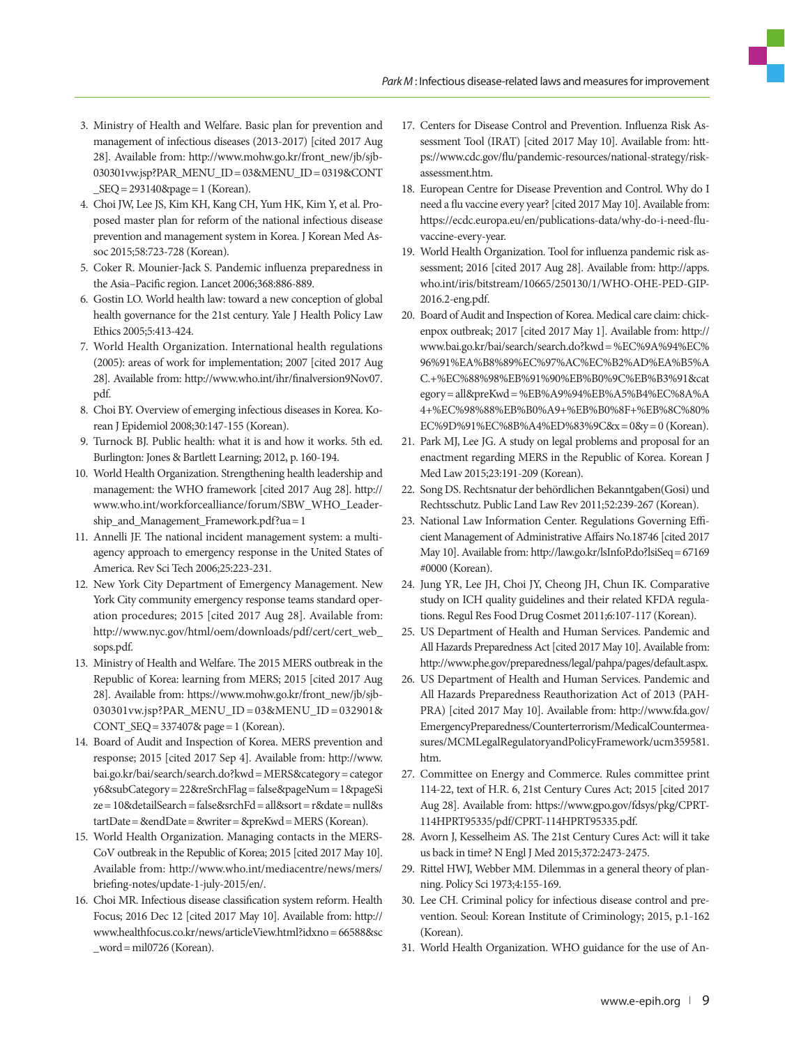3. Ministry of Health and Welfare. Basic plan for prevention and management of infectious diseases (2013-2017) [cited 2017 Aug 28]. Available from: http://www.mohw.go.kr/front_new/jb/sjb030301vw.jsp?PAR_MENU_ID=03&MENU_ID=0319&CONT_SEQ=293140&page=1 (Korean).
4. Choi JW, Lee JS, Kim KH, Kang CH, Yum HK, Kim Y, et al. Proposed master plan for reform of the national infectious disease prevention and management system in Korea. J Korean Med Assoc 2015;58:723-728 (Korean).
5. Coker R. Mounier-Jack S. Pandemic influenza preparedness in the Asia–Pacific region. Lancet 2006;368:886-889.
6. Gostin LO. World health law: toward a new conception of global health governance for the 21st century. Yale J Health Policy Law Ethics 2005;5:413-424.
7. World Health Organization. International health regulations (2005): areas of work for implementation; 2007 [cited 2017 Aug 28]. Available from: http://www.who.int/ihr/finalversion9Nov07.pdf.
8. Choi BY. Overview of emerging infectious diseases in Korea. Korean J Epidemiol 2008;30:147-155 (Korean).
9. Turnock BJ. Public health: what it is and how it works. 5th ed. Burlington: Jones & Bartlett Learning; 2012, p. 160-194.
10. World Health Organization. Strengthening health leadership and management: the WHO framework [cited 2017 Aug 28]. http://www.who.int/workforcealliance/forum/SBW_WHO_Leadership_and_Management_Framework.pdf?ua=1
11. Annelli JF. The national incident management system: a multiagency approach to emergency response in the United States of America. Rev Sci Tech 2006;25:223-231.
12. New York City Department of Emergency Management. New York City community emergency response teams standard operation procedures; 2015 [cited 2017 Aug 28]. Available from: http://www.nyc.gov/html/oem/downloads/pdf/cert/cert_web_sops.pdf.
13. Ministry of Health and Welfare. The 2015 MERS outbreak in the Republic of Korea: learning from MERS; 2015 [cited 2017 Aug 28]. Available from: https://www.mohw.go.kr/front_new/jb/sjb030301vw.jsp?PAR_MENU_ID=03&MENU_ID=032901&CONT_SEQ=337407& page=1 (Korean).
14. Board of Audit and Inspection of Korea. MERS prevention and response; 2015 [cited 2017 Sep 4]. Available from: http://www.bai.go.kr/bai/search/search.do?kwd=MERS&category=category6&subCategory=22&reSrchFlag=false&pageNum=1&pageSize=10&detailSearch=false&srchFd=all&sort=r&date=null&startDate=&endDate=&writer=&preKwd=MERS (Korean).
15. World Health Organization. Managing contacts in the MERS-CoV outbreak in the Republic of Korea; 2015 [cited 2017 May 10]. Available from: http://www.who.int/mediacentre/news/mers/briefing-notes/update-1-july-2015/en/.
16. Choi MR. Infectious disease classification system reform. Health Focus; 2016 Dec 12 [cited 2017 May 10]. Available from: http://www.healthfocus.co.kr/news/articleView.html?idxno=66588&sc_word=mil0726 (Korean).
17. Centers for Disease Control and Prevention. Influenza Risk Assessment Tool (IRAT) [cited 2017 May 10]. Available from: https://www.cdc.gov/flu/pandemic-resources/national-strategy/risk-assessment.htm.
18. European Centre for Disease Prevention and Control. Why do I need a flu vaccine every year? [cited 2017 May 10]. Available from: https://ecdc.europa.eu/en/publications-data/why-do-i-need-flu-vaccine-every-year.
19. World Health Organization. Tool for influenza pandemic risk assessment; 2016 [cited 2017 Aug 28]. Available from: http://apps.who.int/iris/bitstream/10665/250130/1/WHO-OHE-PED-GIP-2016.2-eng.pdf.
20. Board of Audit and Inspection of Korea. Medical care claim: chickenpox outbreak; 2017 [cited 2017 May 1]. Available from: http://www.bai.go.kr/bai/search/search.do?kwd=%EC%9A%94%EC%96%91%EA%B8%89%EC%97%AC%EC%B2%AD%EA%B5%AC.+%EC%88%98%EB%91%90%EB%B0%9C%EB%B3%91&category=all&preKwd=%EB%A9%94%EB%A5%B4%EC%8A%A4+%EC%98%88%EB%B0%A9+%EB%B0%8F+%EB%8C%80%EC%9D%91%EC%8B%A4%ED%83%9C&x=0&y=0 (Korean).
21. Park MJ, Lee JG. A study on legal problems and proposal for an enactment regarding MERS in the Republic of Korea. Korean J Med Law 2015;23:191-209 (Korean).
22. Song DS. Rechtsnatur der behördlichen Bekanntgaben(Gosi) und Rechtsschutz. Public Land Law Rev 2011;52:239-267 (Korean).
23. National Law Information Center. Regulations Governing Efficient Management of Administrative Affairs No.18746 [cited 2017 May 10]. Available from: http://law.go.kr/lsInfoP.do?lsiSeq=67169#0000 (Korean).
24. Jung YR, Lee JH, Choi JY, Cheong JH, Chun IK. Comparative study on ICH quality guidelines and their related KFDA regulations. Regul Res Food Drug Cosmet 2011;6:107-117 (Korean).
25. US Department of Health and Human Services. Pandemic and All Hazards Preparedness Act [cited 2017 May 10]. Available from: http://www.phe.gov/preparedness/legal/pahpa/pages/default.aspx.
26. US Department of Health and Human Services. Pandemic and All Hazards Preparedness Reauthorization Act of 2013 (PAHPRA) [cited 2017 May 10]. Available from: http://www.fda.gov/EmergencyPreparedness/Counterterrorism/MedicalCountermeasures/MCMLegalRegulatoryandPolicyFramework/ucm359581.htm.
27. Committee on Energy and Commerce. Rules committee print 114-22, text of H.R. 6, 21st Century Cures Act; 2015 [cited 2017 Aug 28]. Available from: https://www.gpo.gov/fdsys/pkg/CPRT-114HPRT95335/pdf/CPRT-114HPRT95335.pdf.
28. Avorn J, Kesselheim AS. The 21st Century Cures Act: will it take us back in time? N Engl J Med 2015;372:2473-2475.
29. Rittel HWJ, Webber MM. Dilemmas in a general theory of planning. Policy Sci 1973;4:155-169.
30. Lee CH. Criminal policy for infectious disease control and prevention. Seoul: Korean Institute of Criminology; 2015, p.1-162 (Korean).
31. World Health Organization. WHO guidance for the use of An-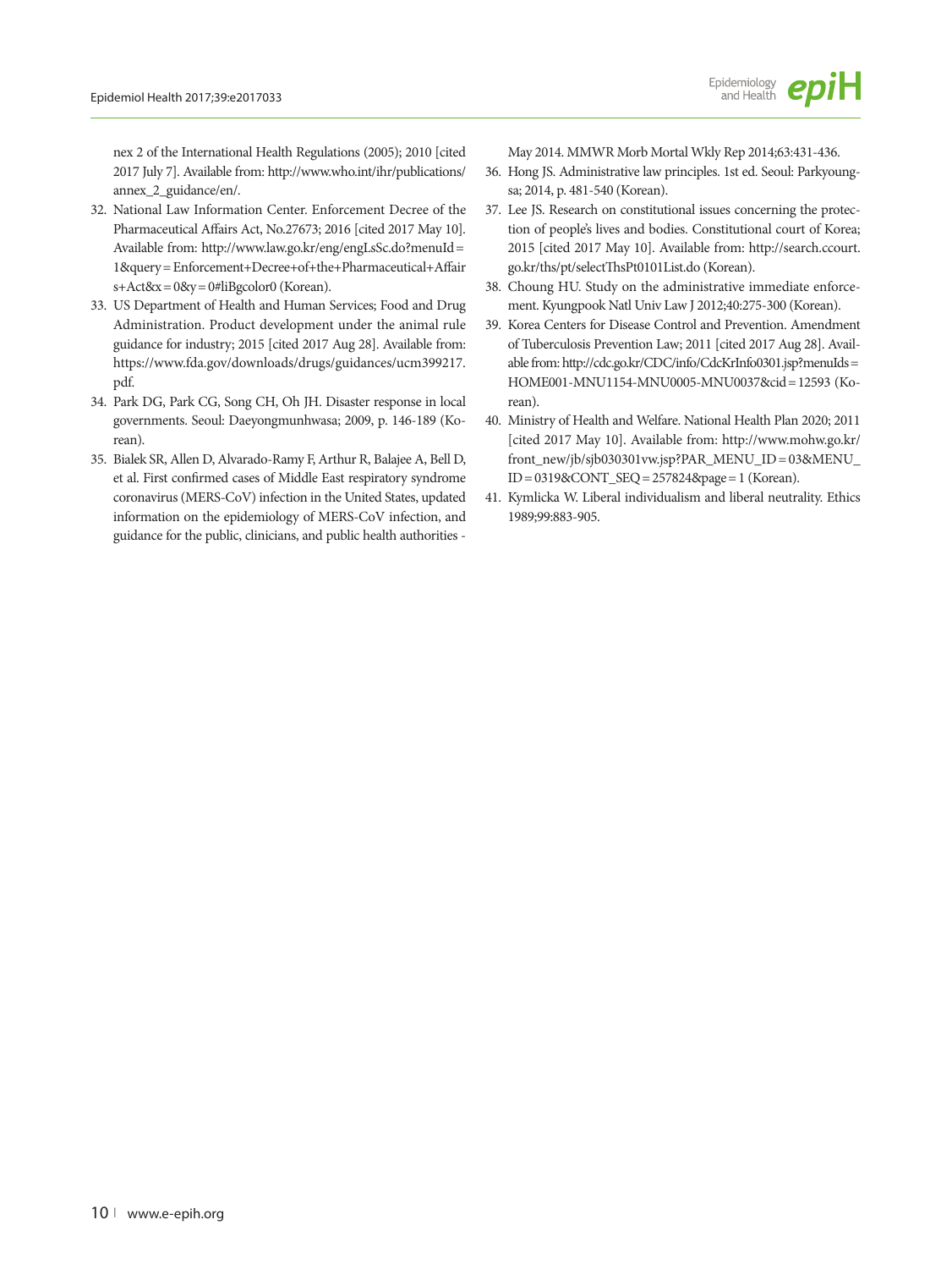nex 2 of the International Health Regulations (2005); 2010 [cited 2017 July 7]. Available from: http://www.who.int/ihr/publications/annex_2_guidance/en/.

32. National Law Information Center. Enforcement Decree of the Pharmaceutical Affairs Act, No.27673; 2016 [cited 2017 May 10]. Available from: http://www.law.go.kr/eng/engLsSc.do?menuId=1&query=Enforcement+Decree+of+the+Pharmaceutical+Affairs+Act&x=0&y=0#liBgcolor0 (Korean).
33. US Department of Health and Human Services; Food and Drug Administration. Product development under the animal rule guidance for industry; 2015 [cited 2017 Aug 28]. Available from: https://www.fda.gov/downloads/drugs/guidances/ucm399217.pdf.
34. Park DG, Park CG, Song CH, Oh JH. Disaster response in local governments. Seoul: Daeyongmunhwasa; 2009, p. 146-189 (Korean).
35. Bialek SR, Allen D, Alvarado-Ramy F, Arthur R, Balajee A, Bell D, et al. First confirmed cases of Middle East respiratory syndrome coronavirus (MERS-CoV) infection in the United States, updated information on the epidemiology of MERS-CoV infection, and guidance for the public, clinicians, and public health authorities - May 2014. MMWR Morb Mortal Wkly Rep 2014;63:431-436.
36. Hong JS. Administrative law principles. 1st ed. Seoul: Parkyoungsa; 2014, p. 481-540 (Korean).
37. Lee JS. Research on constitutional issues concerning the protection of people's lives and bodies. Constitutional court of Korea; 2015 [cited 2017 May 10]. Available from: http://search.ccourt.go.kr/ths/pt/selectThsPt0101List.do (Korean).
38. Choung HU. Study on the administrative immediate enforcement. Kyungpook Natl Univ Law J 2012;40:275-300 (Korean).
39. Korea Centers for Disease Control and Prevention. Amendment of Tuberculosis Prevention Law; 2011 [cited 2017 Aug 28]. Available from: http://cdc.go.kr/CDC/info/CdcKrInfo0301.jsp?menuIds=HOME001-MNU1154-MNU0005-MNU0037&cid=12593 (Korean).
40. Ministry of Health and Welfare. National Health Plan 2020; 2011 [cited 2017 May 10]. Available from: http://www.mohw.go.kr/front_new/jb/sjb030301vw.jsp?PAR_MENU_ID=03&MENU_ID=0319&CONT_SEQ=257824&page=1 (Korean).
41. Kymlicka W. Liberal individualism and liberal neutrality. Ethics 1989;99:883-905.